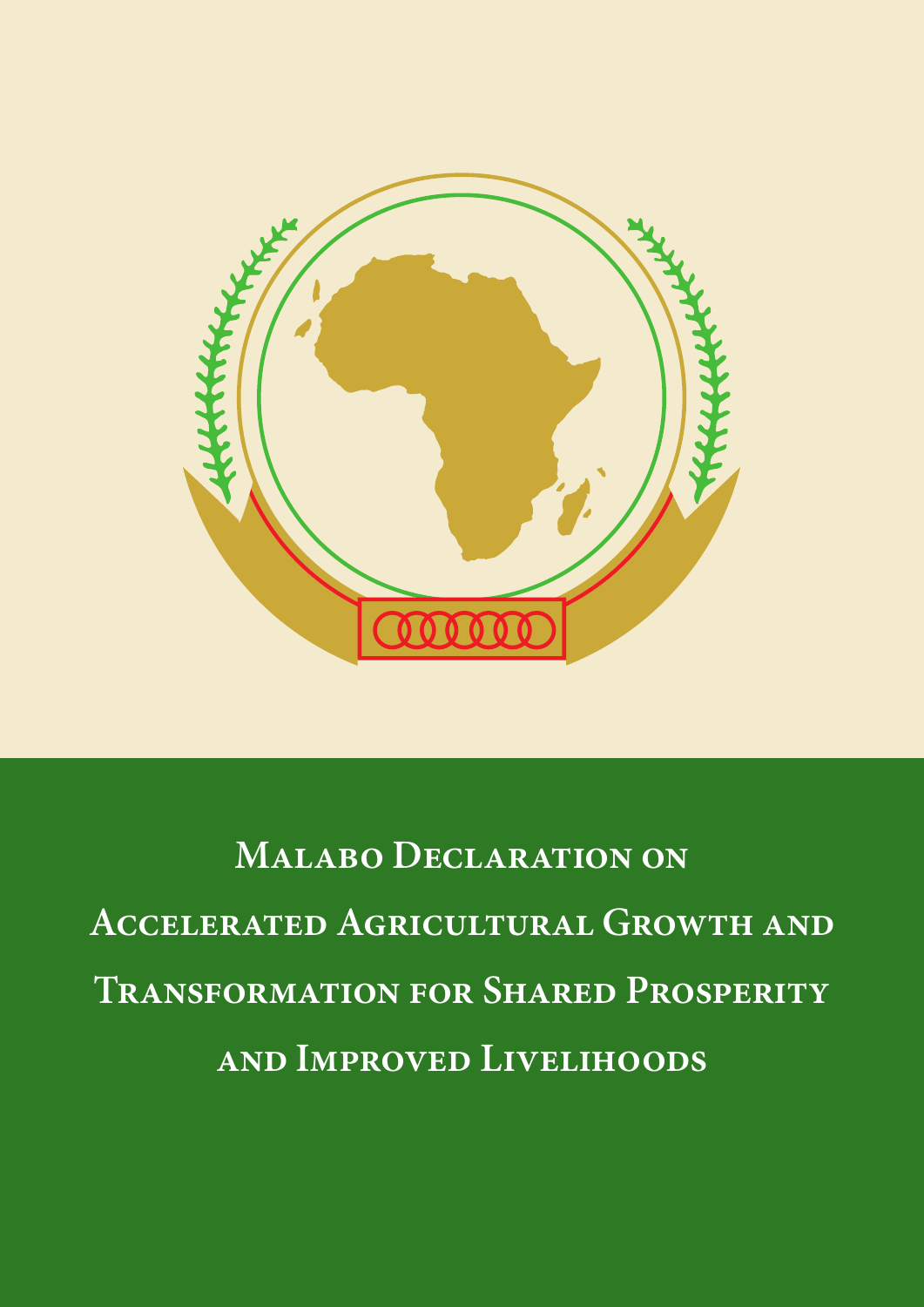# Malabo Declaration on Accelerated Agricultural Growth and Transformation for Shared Prosperity and Improved Livelihoods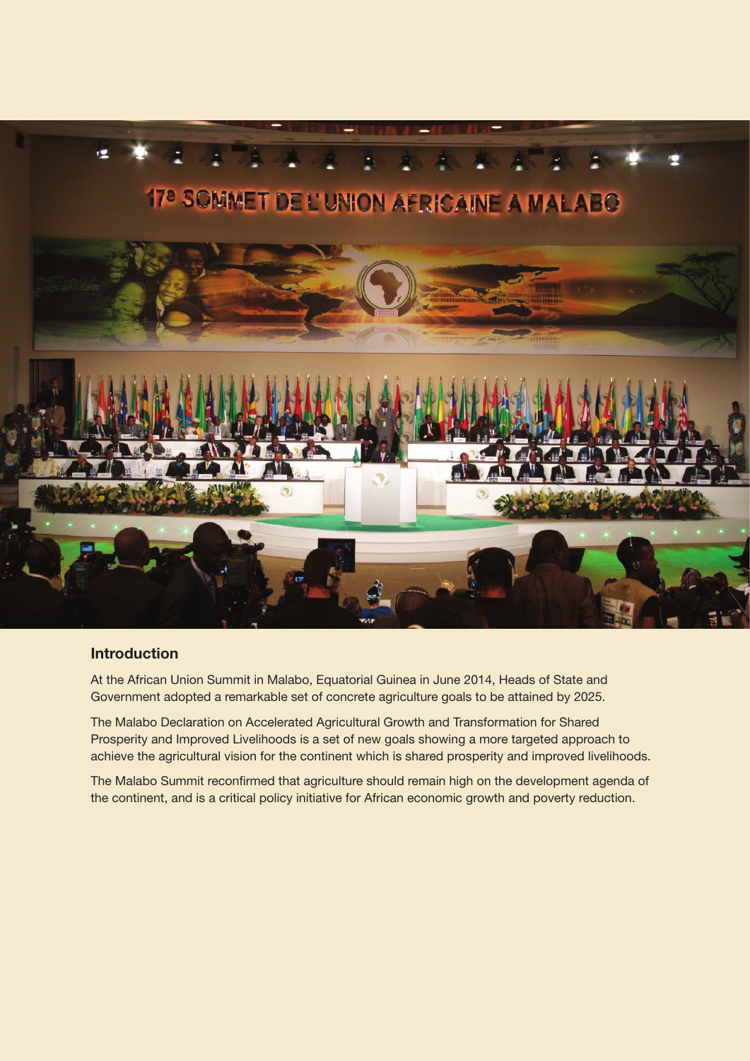## Introduction

At the African Union Summit in Malabo, Equatorial Guinea in June 2014, Heads of State and Government adopted a remarkable set of concrete agriculture goals to be attained by 2025.

The Malabo Declaration on Accelerated Agricultural Growth and Transformation for Shared Prosperity and Improved Livelihoods is a set of new goals showing a more targeted approach to achieve the agricultural vision for the continent which is shared prosperity and improved livelihoods.

The Malabo Summit reconfirmed that agriculture should remain high on the development agenda of the continent, and is a critical policy initiative for African economic growth and poverty reduction.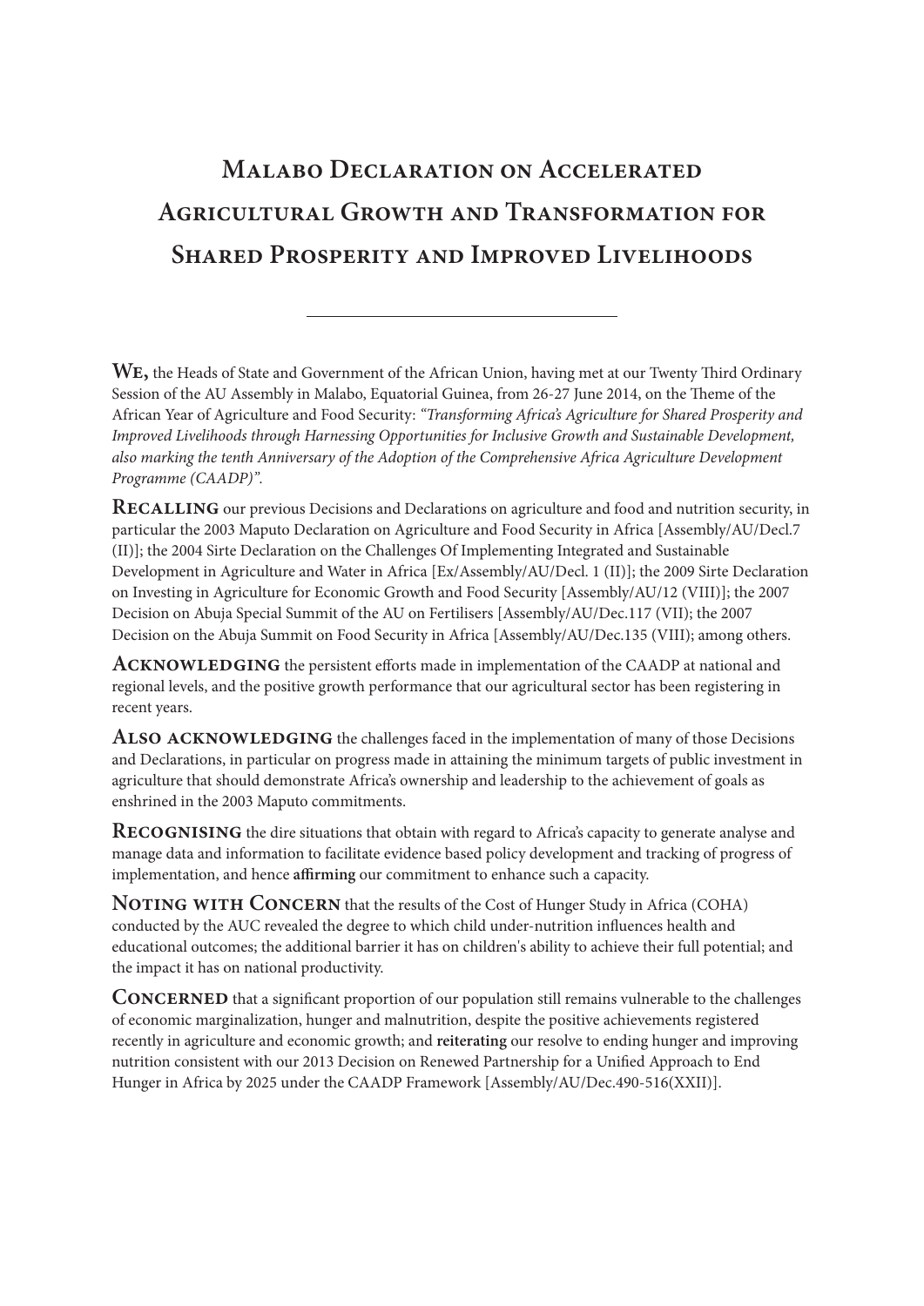# Malabo Declaration on Accelerated Agricultural Growth and Transformation for Shared Prosperity and Improved Livelihoods

---

**We,** the Heads of State and Government of the African Union, having met at our Twenty Third Ordinary Session of the AU Assembly in Malabo, Equatorial Guinea, from 26-27 June 2014, on the Theme of the African Year of Agriculture and Food Security: *"Transforming Africa's Agriculture for Shared Prosperity and Improved Livelihoods through Harnessing Opportunities for Inclusive Growth and Sustainable Development, also marking the tenth Anniversary of the Adoption of the Comprehensive Africa Agriculture Development Programme (CAADP)"*.

**Recalling** our previous Decisions and Declarations on agriculture and food and nutrition security, in particular the 2003 Maputo Declaration on Agriculture and Food Security in Africa [Assembly/AU/Decl.7 (II)]; the 2004 Sirte Declaration on the Challenges Of Implementing Integrated and Sustainable Development in Agriculture and Water in Africa [Ex/Assembly/AU/Decl. 1 (II)]; the 2009 Sirte Declaration on Investing in Agriculture for Economic Growth and Food Security [Assembly/AU/12 (VIII)]; the 2007 Decision on Abuja Special Summit of the AU on Fertilisers [Assembly/AU/Dec.117 (VII); the 2007 Decision on the Abuja Summit on Food Security in Africa [Assembly/AU/Dec.135 (VIII); among others.

**Acknowledging** the persistent efforts made in implementation of the CAADP at national and regional levels, and the positive growth performance that our agricultural sector has been registering in recent years.

**Also acknowledging** the challenges faced in the implementation of many of those Decisions and Declarations, in particular on progress made in attaining the minimum targets of public investment in agriculture that should demonstrate Africa's ownership and leadership to the achievement of goals as enshrined in the 2003 Maputo commitments.

**Recognising** the dire situations that obtain with regard to Africa's capacity to generate analyse and manage data and information to facilitate evidence based policy development and tracking of progress of implementation, and hence **affirming** our commitment to enhance such a capacity.

**Noting with Concern** that the results of the Cost of Hunger Study in Africa (COHA) conducted by the AUC revealed the degree to which child under-nutrition influences health and educational outcomes; the additional barrier it has on children's ability to achieve their full potential; and the impact it has on national productivity.

**Concerned** that a significant proportion of our population still remains vulnerable to the challenges of economic marginalization, hunger and malnutrition, despite the positive achievements registered recently in agriculture and economic growth; and **reiterating** our resolve to ending hunger and improving nutrition consistent with our 2013 Decision on Renewed Partnership for a Unified Approach to End Hunger in Africa by 2025 under the CAADP Framework [Assembly/AU/Dec.490-516(XXII)].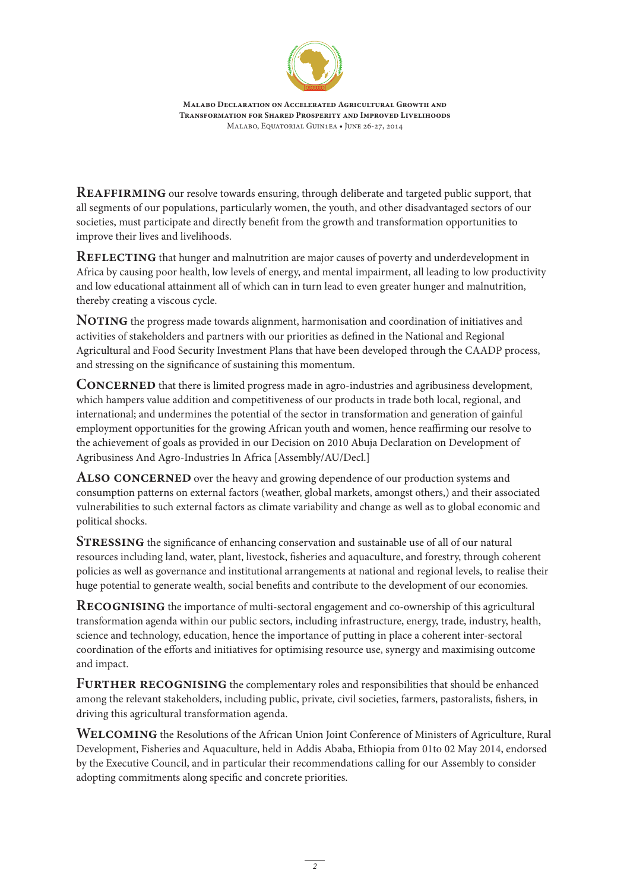**Reaffirming** our resolve towards ensuring, through deliberate and targeted public support, that all segments of our populations, particularly women, the youth, and other disadvantaged sectors of our societies, must participate and directly benefit from the growth and transformation opportunities to improve their lives and livelihoods.

**Reflecting** that hunger and malnutrition are major causes of poverty and underdevelopment in Africa by causing poor health, low levels of energy, and mental impairment, all leading to low productivity and low educational attainment all of which can in turn lead to even greater hunger and malnutrition, thereby creating a viscous cycle.

**Noting** the progress made towards alignment, harmonisation and coordination of initiatives and activities of stakeholders and partners with our priorities as defined in the National and Regional Agricultural and Food Security Investment Plans that have been developed through the CAADP process, and stressing on the significance of sustaining this momentum.

**Concerned** that there is limited progress made in agro-industries and agribusiness development, which hampers value addition and competitiveness of our products in trade both local, regional, and international; and undermines the potential of the sector in transformation and generation of gainful employment opportunities for the growing African youth and women, hence reaffirming our resolve to the achievement of goals as provided in our Decision on 2010 Abuja Declaration on Development of Agribusiness And Agro-Industries In Africa [Assembly/AU/Decl.]

**Also concerned** over the heavy and growing dependence of our production systems and consumption patterns on external factors (weather, global markets, amongst others,) and their associated vulnerabilities to such external factors as climate variability and change as well as to global economic and political shocks.

**Stressing** the significance of enhancing conservation and sustainable use of all of our natural resources including land, water, plant, livestock, fisheries and aquaculture, and forestry, through coherent policies as well as governance and institutional arrangements at national and regional levels, to realise their huge potential to generate wealth, social benefits and contribute to the development of our economies.

**Recognising** the importance of multi-sectoral engagement and co-ownership of this agricultural transformation agenda within our public sectors, including infrastructure, energy, trade, industry, health, science and technology, education, hence the importance of putting in place a coherent inter-sectoral coordination of the efforts and initiatives for optimising resource use, synergy and maximising outcome and impact.

**Further recognising** the complementary roles and responsibilities that should be enhanced among the relevant stakeholders, including public, private, civil societies, farmers, pastoralists, fishers, in driving this agricultural transformation agenda.

**Welcoming** the Resolutions of the African Union Joint Conference of Ministers of Agriculture, Rural Development, Fisheries and Aquaculture, held in Addis Ababa, Ethiopia from 01to 02 May 2014, endorsed by the Executive Council, and in particular their recommendations calling for our Assembly to consider adopting commitments along specific and concrete priorities.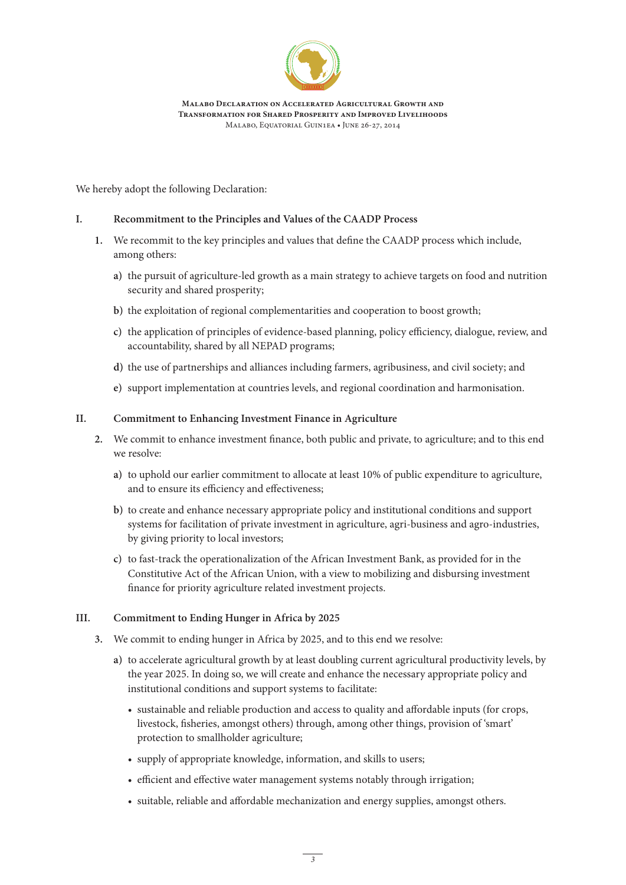**Malabo Declaration on Accelerated Agricultural Growth and Transformation for Shared Prosperity and Improved Livelihoods**
Malabo, Equatorial Guinea • June 26-27, 2014

We hereby adopt the following Declaration:

## I. Recommitment to the Principles and Values of the CAADP Process

**1.** We recommit to the key principles and values that define the CAADP process which include, among others:

- **a)** the pursuit of agriculture-led growth as a main strategy to achieve targets on food and nutrition security and shared prosperity;
- **b)** the exploitation of regional complementarities and cooperation to boost growth;
- **c)** the application of principles of evidence-based planning, policy efficiency, dialogue, review, and accountability, shared by all NEPAD programs;
- **d)** the use of partnerships and alliances including farmers, agribusiness, and civil society; and
- **e)** support implementation at countries levels, and regional coordination and harmonisation.

## II. Commitment to Enhancing Investment Finance in Agriculture

**2.** We commit to enhance investment finance, both public and private, to agriculture; and to this end we resolve:

- **a)** to uphold our earlier commitment to allocate at least 10% of public expenditure to agriculture, and to ensure its efficiency and effectiveness;
- **b)** to create and enhance necessary appropriate policy and institutional conditions and support systems for facilitation of private investment in agriculture, agri-business and agro-industries, by giving priority to local investors;
- **c)** to fast-track the operationalization of the African Investment Bank, as provided for in the Constitutive Act of the African Union, with a view to mobilizing and disbursing investment finance for priority agriculture related investment projects.

## III. Commitment to Ending Hunger in Africa by 2025

**3.** We commit to ending hunger in Africa by 2025, and to this end we resolve:

- **a)** to accelerate agricultural growth by at least doubling current agricultural productivity levels, by the year 2025. In doing so, we will create and enhance the necessary appropriate policy and institutional conditions and support systems to facilitate:
  - sustainable and reliable production and access to quality and affordable inputs (for crops, livestock, fisheries, amongst others) through, among other things, provision of 'smart' protection to smallholder agriculture;
  - supply of appropriate knowledge, information, and skills to users;
  - efficient and effective water management systems notably through irrigation;
  - suitable, reliable and affordable mechanization and energy supplies, amongst others.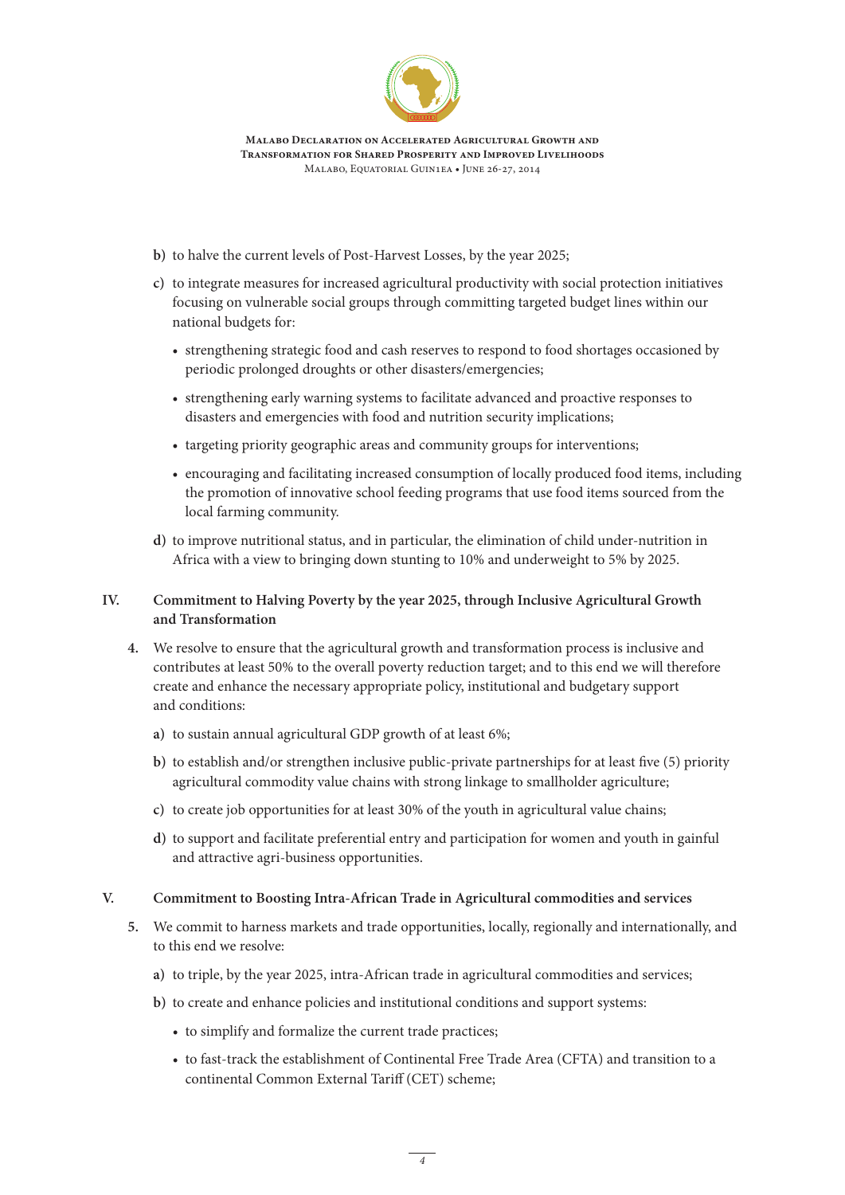b) to halve the current levels of Post-Harvest Losses, by the year 2025;

c) to integrate measures for increased agricultural productivity with social protection initiatives focusing on vulnerable social groups through committing targeted budget lines within our national budgets for:

- strengthening strategic food and cash reserves to respond to food shortages occasioned by periodic prolonged droughts or other disasters/emergencies;
- strengthening early warning systems to facilitate advanced and proactive responses to disasters and emergencies with food and nutrition security implications;
- targeting priority geographic areas and community groups for interventions;
- encouraging and facilitating increased consumption of locally produced food items, including the promotion of innovative school feeding programs that use food items sourced from the local farming community.

d) to improve nutritional status, and in particular, the elimination of child under-nutrition in Africa with a view to bringing down stunting to 10% and underweight to 5% by 2025.

## IV. Commitment to Halving Poverty by the year 2025, through Inclusive Agricultural Growth and Transformation

4. We resolve to ensure that the agricultural growth and transformation process is inclusive and contributes at least 50% to the overall poverty reduction target; and to this end we will therefore create and enhance the necessary appropriate policy, institutional and budgetary support and conditions:

a) to sustain annual agricultural GDP growth of at least 6%;

b) to establish and/or strengthen inclusive public-private partnerships for at least five (5) priority agricultural commodity value chains with strong linkage to smallholder agriculture;

c) to create job opportunities for at least 30% of the youth in agricultural value chains;

d) to support and facilitate preferential entry and participation for women and youth in gainful and attractive agri-business opportunities.

## V. Commitment to Boosting Intra-African Trade in Agricultural commodities and services

5. We commit to harness markets and trade opportunities, locally, regionally and internationally, and to this end we resolve:

a) to triple, by the year 2025, intra-African trade in agricultural commodities and services;

b) to create and enhance policies and institutional conditions and support systems:

- to simplify and formalize the current trade practices;
- to fast-track the establishment of Continental Free Trade Area (CFTA) and transition to a continental Common External Tariff (CET) scheme;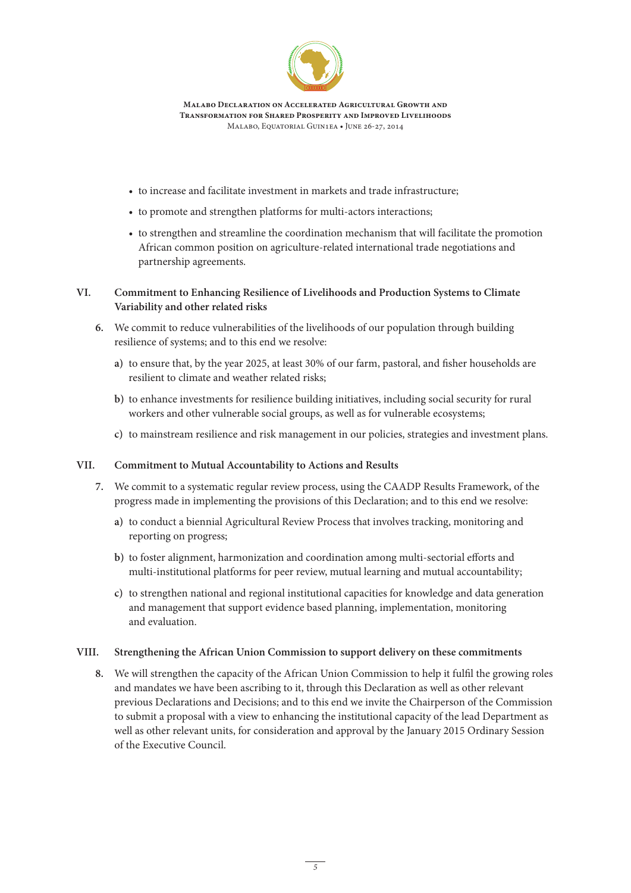- to increase and facilitate investment in markets and trade infrastructure;
- to promote and strengthen platforms for multi-actors interactions;
- to strengthen and streamline the coordination mechanism that will facilitate the promotion African common position on agriculture-related international trade negotiations and partnership agreements.

## VI. Commitment to Enhancing Resilience of Livelihoods and Production Systems to Climate Variability and other related risks

**6.** We commit to reduce vulnerabilities of the livelihoods of our population through building resilience of systems; and to this end we resolve:

**a)** to ensure that, by the year 2025, at least 30% of our farm, pastoral, and fisher households are resilient to climate and weather related risks;

**b)** to enhance investments for resilience building initiatives, including social security for rural workers and other vulnerable social groups, as well as for vulnerable ecosystems;

**c)** to mainstream resilience and risk management in our policies, strategies and investment plans.

## VII. Commitment to Mutual Accountability to Actions and Results

**7.** We commit to a systematic regular review process, using the CAADP Results Framework, of the progress made in implementing the provisions of this Declaration; and to this end we resolve:

**a)** to conduct a biennial Agricultural Review Process that involves tracking, monitoring and reporting on progress;

**b)** to foster alignment, harmonization and coordination among multi-sectorial efforts and multi-institutional platforms for peer review, mutual learning and mutual accountability;

**c)** to strengthen national and regional institutional capacities for knowledge and data generation and management that support evidence based planning, implementation, monitoring and evaluation.

## VIII. Strengthening the African Union Commission to support delivery on these commitments

**8.** We will strengthen the capacity of the African Union Commission to help it fulfil the growing roles and mandates we have been ascribing to it, through this Declaration as well as other relevant previous Declarations and Decisions; and to this end we invite the Chairperson of the Commission to submit a proposal with a view to enhancing the institutional capacity of the lead Department as well as other relevant units, for consideration and approval by the January 2015 Ordinary Session of the Executive Council.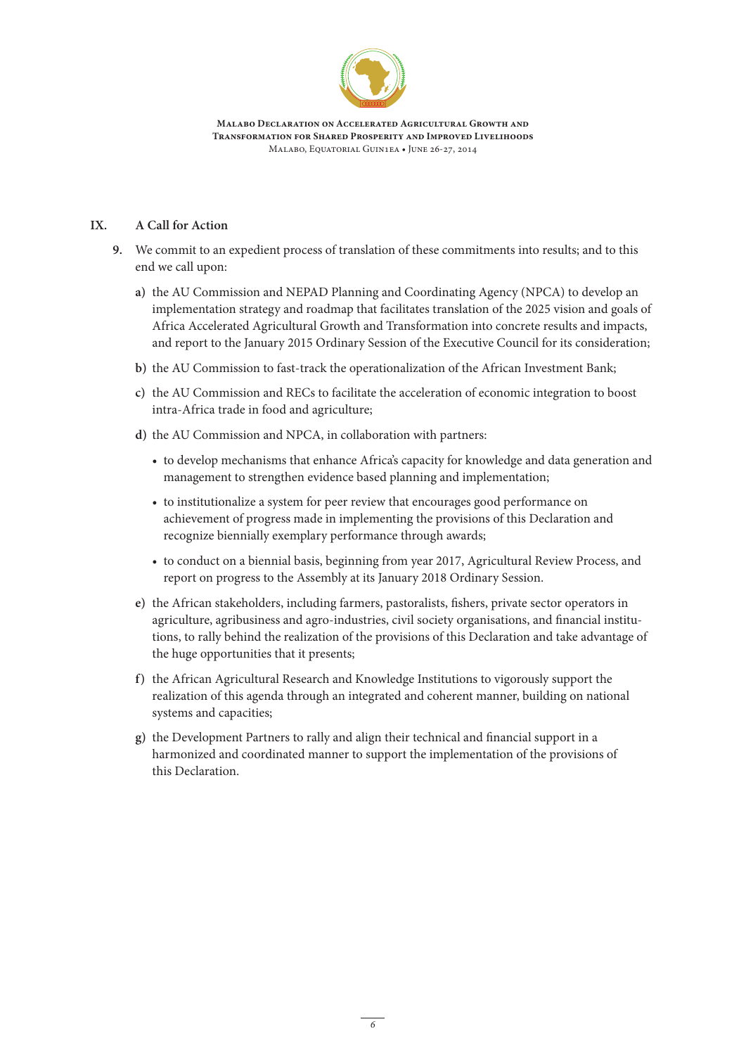## IX. A Call for Action

**9.** We commit to an expedient process of translation of these commitments into results; and to this end we call upon:

**a)** the AU Commission and NEPAD Planning and Coordinating Agency (NPCA) to develop an implementation strategy and roadmap that facilitates translation of the 2025 vision and goals of Africa Accelerated Agricultural Growth and Transformation into concrete results and impacts, and report to the January 2015 Ordinary Session of the Executive Council for its consideration;

**b)** the AU Commission to fast-track the operationalization of the African Investment Bank;

**c)** the AU Commission and RECs to facilitate the acceleration of economic integration to boost intra-Africa trade in food and agriculture;

**d)** the AU Commission and NPCA, in collaboration with partners:

- to develop mechanisms that enhance Africa's capacity for knowledge and data generation and management to strengthen evidence based planning and implementation;
- to institutionalize a system for peer review that encourages good performance on achievement of progress made in implementing the provisions of this Declaration and recognize biennially exemplary performance through awards;
- to conduct on a biennial basis, beginning from year 2017, Agricultural Review Process, and report on progress to the Assembly at its January 2018 Ordinary Session.

**e)** the African stakeholders, including farmers, pastoralists, fishers, private sector operators in agriculture, agribusiness and agro-industries, civil society organisations, and financial institutions, to rally behind the realization of the provisions of this Declaration and take advantage of the huge opportunities that it presents;

**f)** the African Agricultural Research and Knowledge Institutions to vigorously support the realization of this agenda through an integrated and coherent manner, building on national systems and capacities;

**g)** the Development Partners to rally and align their technical and financial support in a harmonized and coordinated manner to support the implementation of the provisions of this Declaration.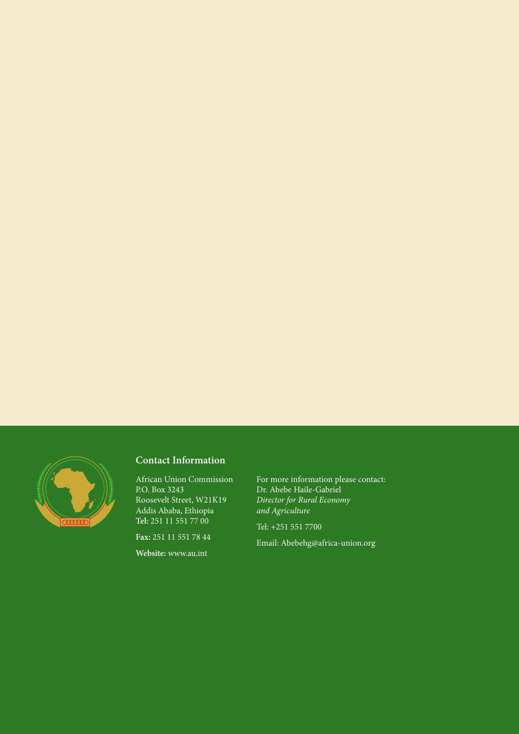## Contact Information

African Union Commission
P.O. Box 3243
Roosevelt Street, W21K19
Addis Ababa, Ethiopia
**Tel:** 251 11 551 77 00

**Fax:** 251 11 551 78 44

**Website:** www.au.int

For more information please contact:
Dr. Abebe Haile-Gabriel
*Director for Rural Economy and Agriculture*

Tel: +251 551 7700

Email: Abebehg@africa-union.org